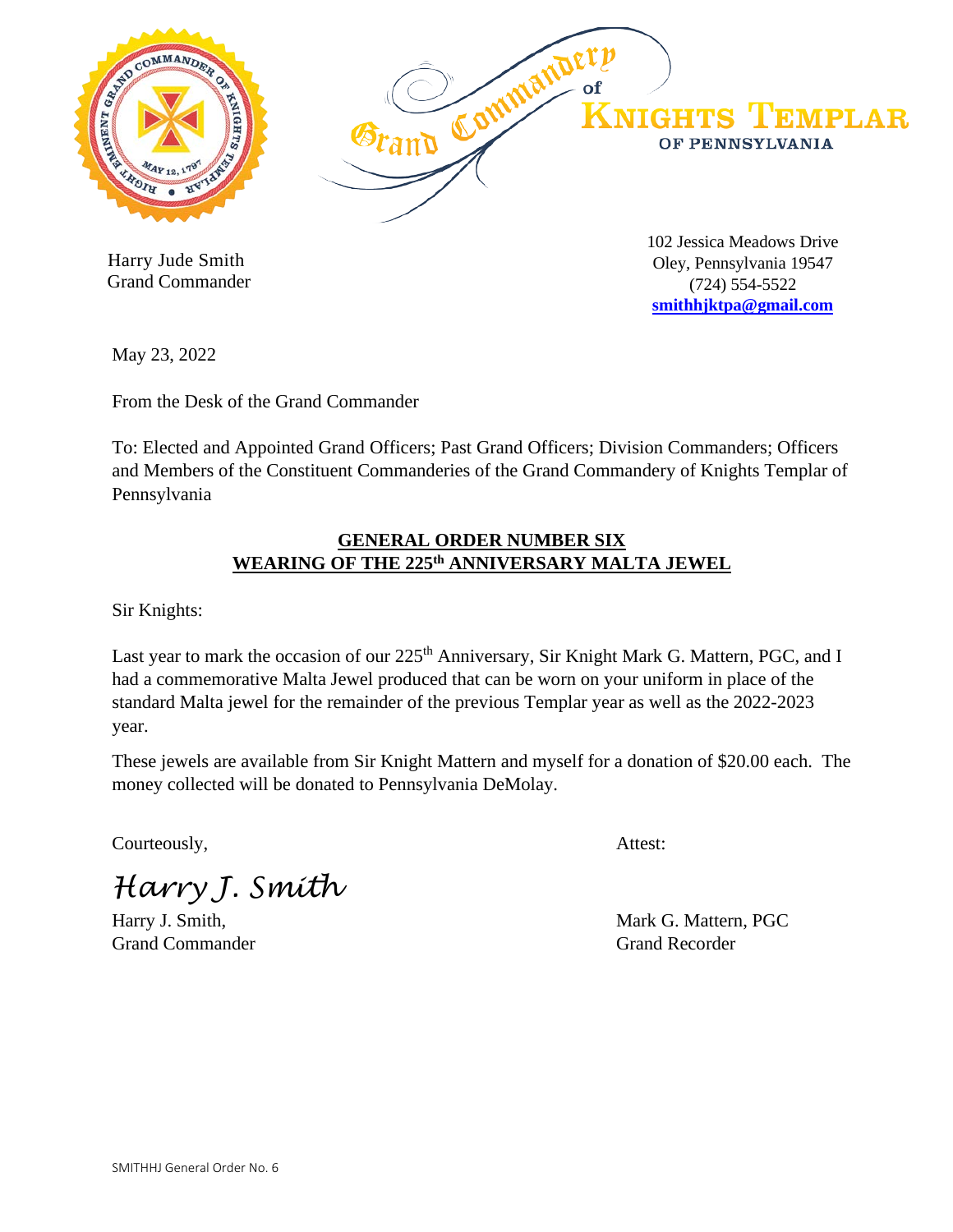Grand Commandery of Knights Templar of Pennsylvania

Harry Jude Smith
Grand Commander

102 Jessica Meadows Drive
Oley, Pennsylvania 19547
(724) 554-5522
**smithhjktpa@gmail.com**

May 23, 2022

From the Desk of the Grand Commander

To: Elected and Appointed Grand Officers; Past Grand Officers; Division Commanders; Officers and Members of the Constituent Commanderies of the Grand Commandery of Knights Templar of Pennsylvania

## GENERAL ORDER NUMBER SIX
## WEARING OF THE 225th ANNIVERSARY MALTA JEWEL

Sir Knights:

Last year to mark the occasion of our 225th Anniversary, Sir Knight Mark G. Mattern, PGC, and I had a commemorative Malta Jewel produced that can be worn on your uniform in place of the standard Malta jewel for the remainder of the previous Templar year as well as the 2022-2023 year.

These jewels are available from Sir Knight Mattern and myself for a donation of $20.00 each. The money collected will be donated to Pennsylvania DeMolay.

Courteously,

*Harry J. Smith*

Harry J. Smith,
Grand Commander

Attest:

Mark G. Mattern, PGC
Grand Recorder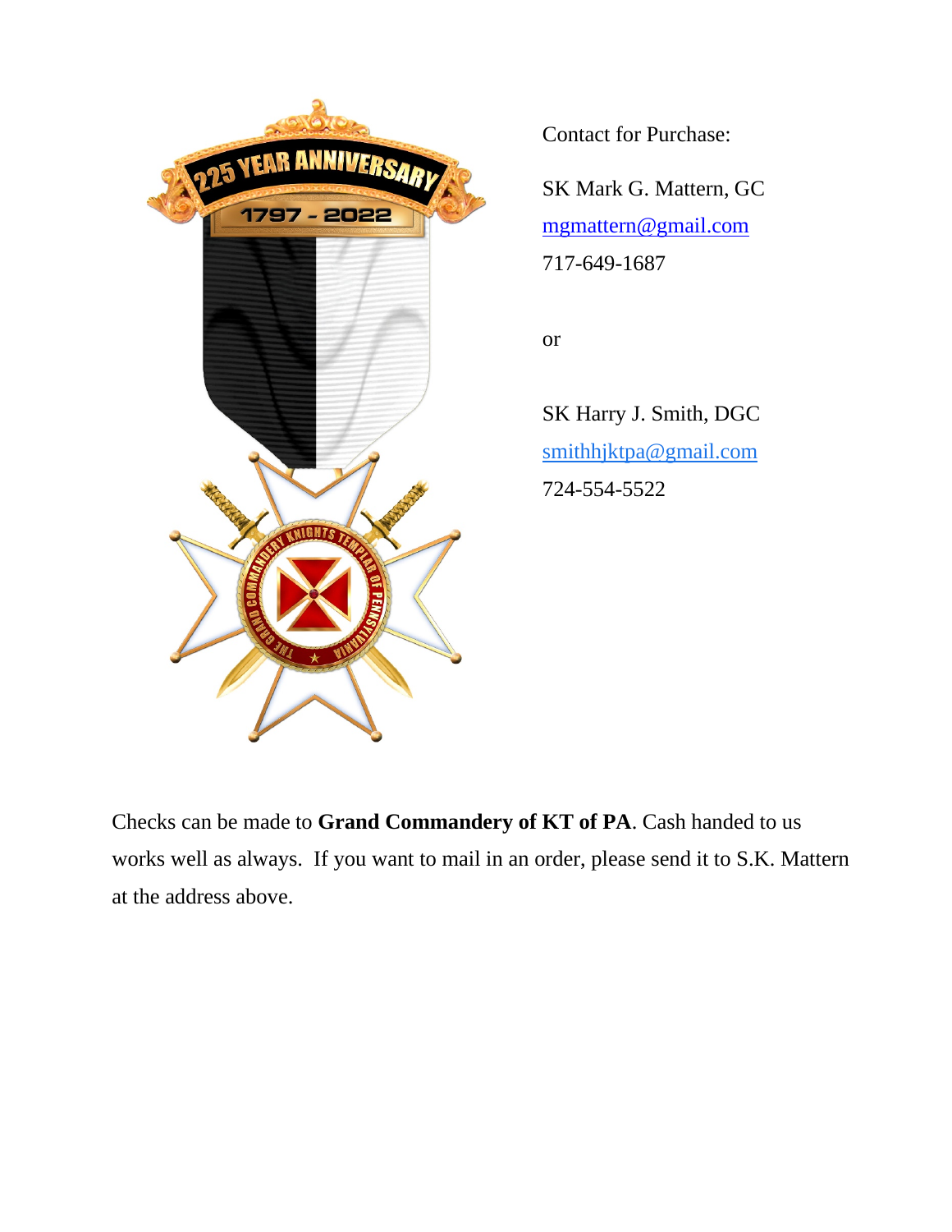Contact for Purchase:

SK Mark G. Mattern, GC
mgmattern@gmail.com
717-649-1687

or

SK Harry J. Smith, DGC
smithhjktpa@gmail.com
724-554-5522

Checks can be made to **Grand Commandery of KT of PA**. Cash handed to us works well as always. If you want to mail in an order, please send it to S.K. Mattern at the address above.